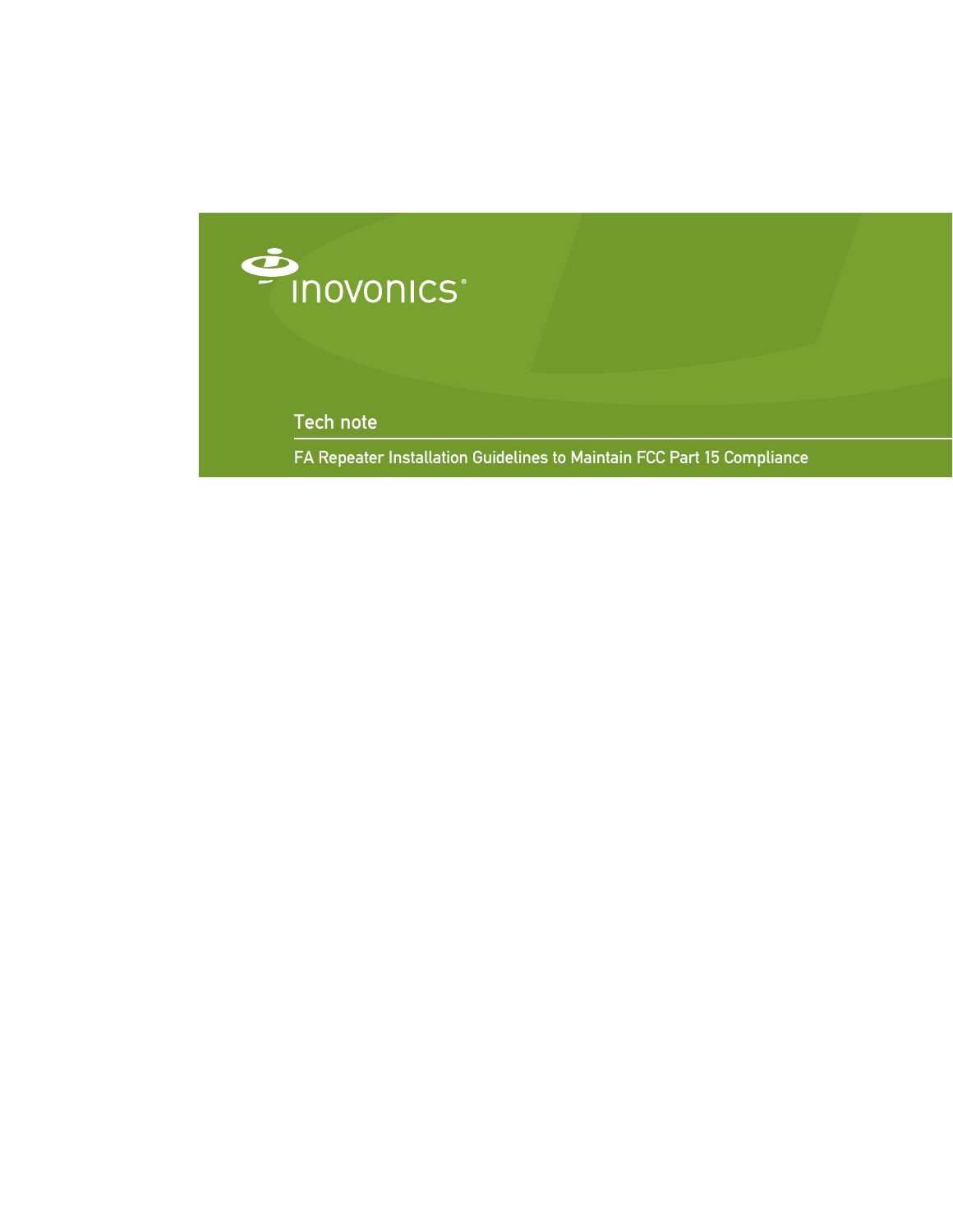inovonics®

## Tech note

# FA Repeater Installation Guidelines to Maintain FCC Part 15 Compliance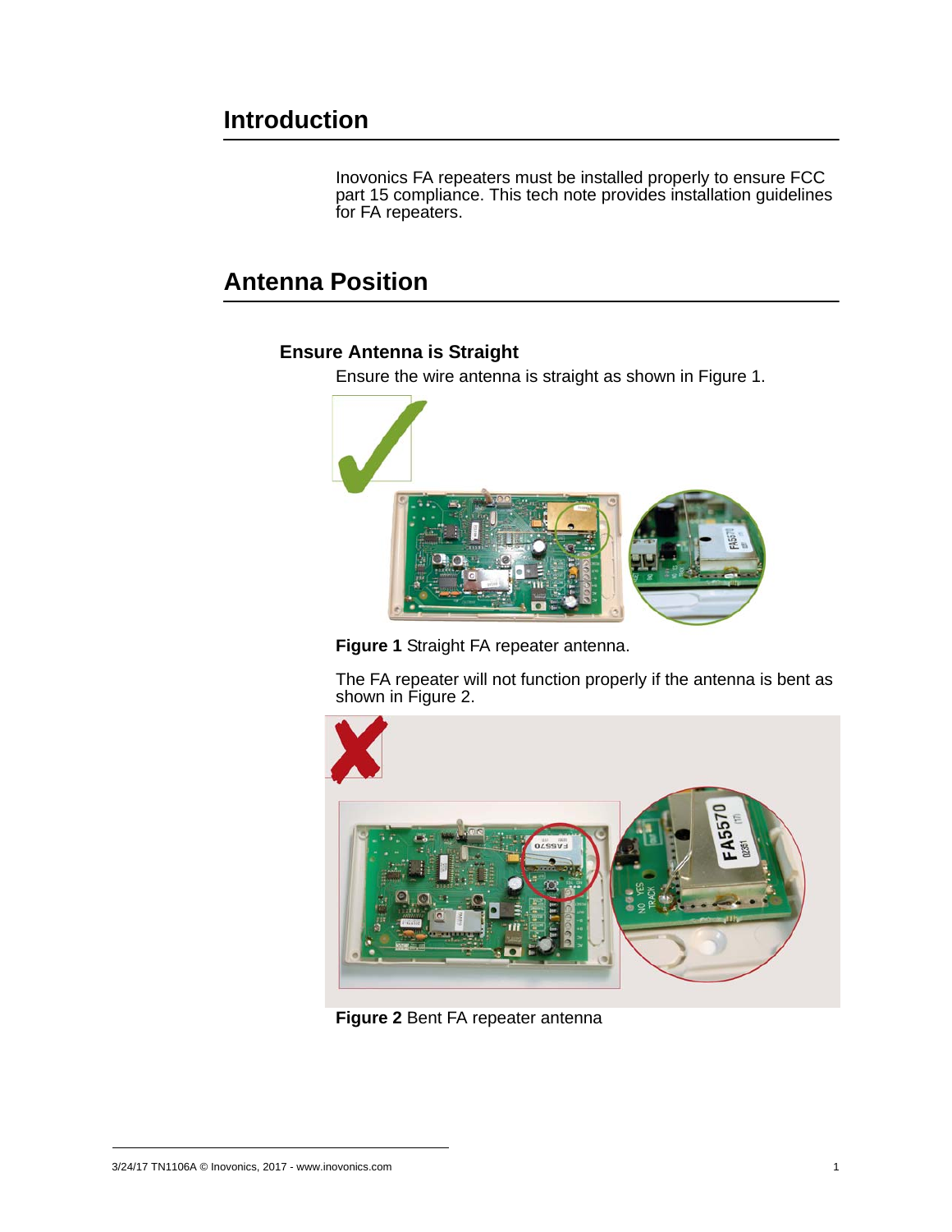# Introduction

Inovonics FA repeaters must be installed properly to ensure FCC part 15 compliance. This tech note provides installation guidelines for FA repeaters.

# Antenna Position

## Ensure Antenna is Straight

Ensure the wire antenna is straight as shown in Figure 1.

**Figure 1** Straight FA repeater antenna.

The FA repeater will not function properly if the antenna is bent as shown in Figure 2.

**Figure 2** Bent FA repeater antenna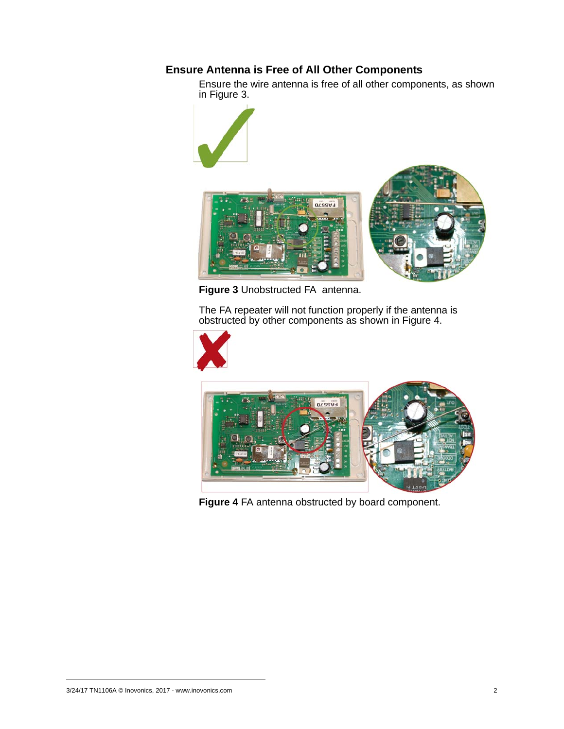## Ensure Antenna is Free of All Other Components

Ensure the wire antenna is free of all other components, as shown in Figure 3.

**Figure 3** Unobstructed FA antenna.

The FA repeater will not function properly if the antenna is obstructed by other components as shown in Figure 4.

**Figure 4** FA antenna obstructed by board component.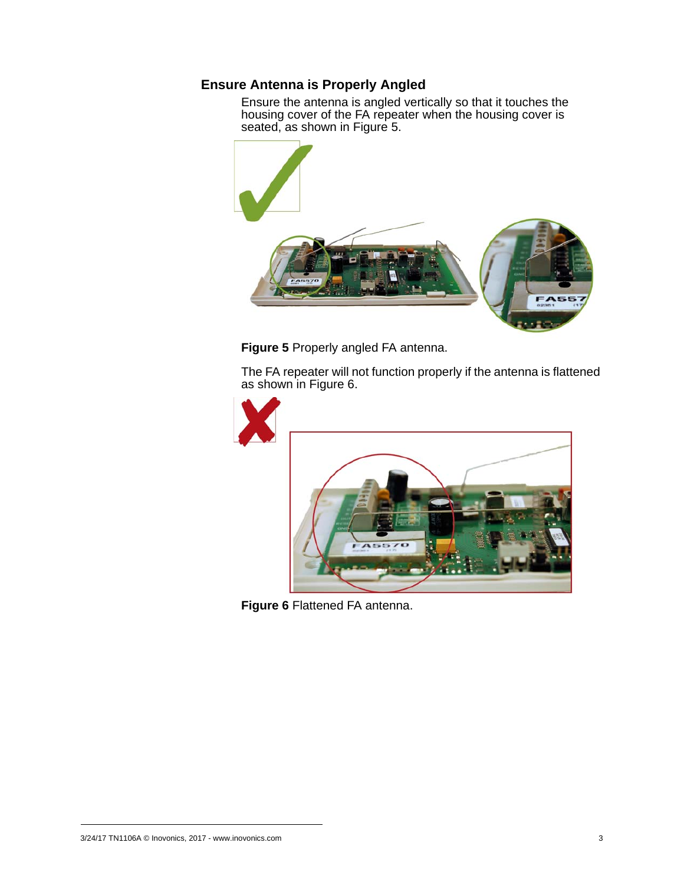## Ensure Antenna is Properly Angled

Ensure the antenna is angled vertically so that it touches the housing cover of the FA repeater when the housing cover is seated, as shown in Figure 5.

**Figure 5** Properly angled FA antenna.

The FA repeater will not function properly if the antenna is flattened as shown in Figure 6.

**Figure 6** Flattened FA antenna.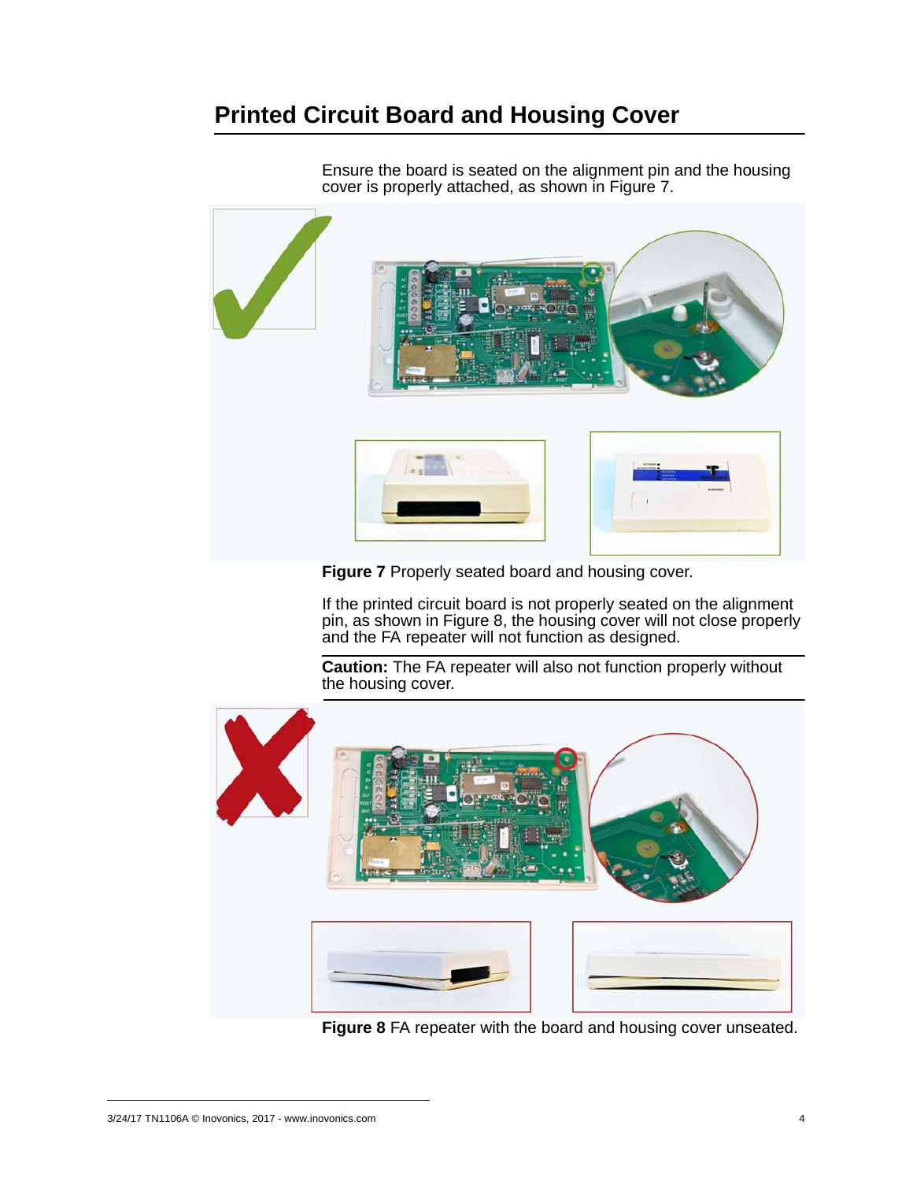## Printed Circuit Board and Housing Cover

Ensure the board is seated on the alignment pin and the housing cover is properly attached, as shown in Figure 7.

**Figure 7** Properly seated board and housing cover.

If the printed circuit board is not properly seated on the alignment pin, as shown in Figure 8, the housing cover will not close properly and the FA repeater will not function as designed.

**Caution:** The FA repeater will also not function properly without the housing cover.

**Figure 8** FA repeater with the board and housing cover unseated.